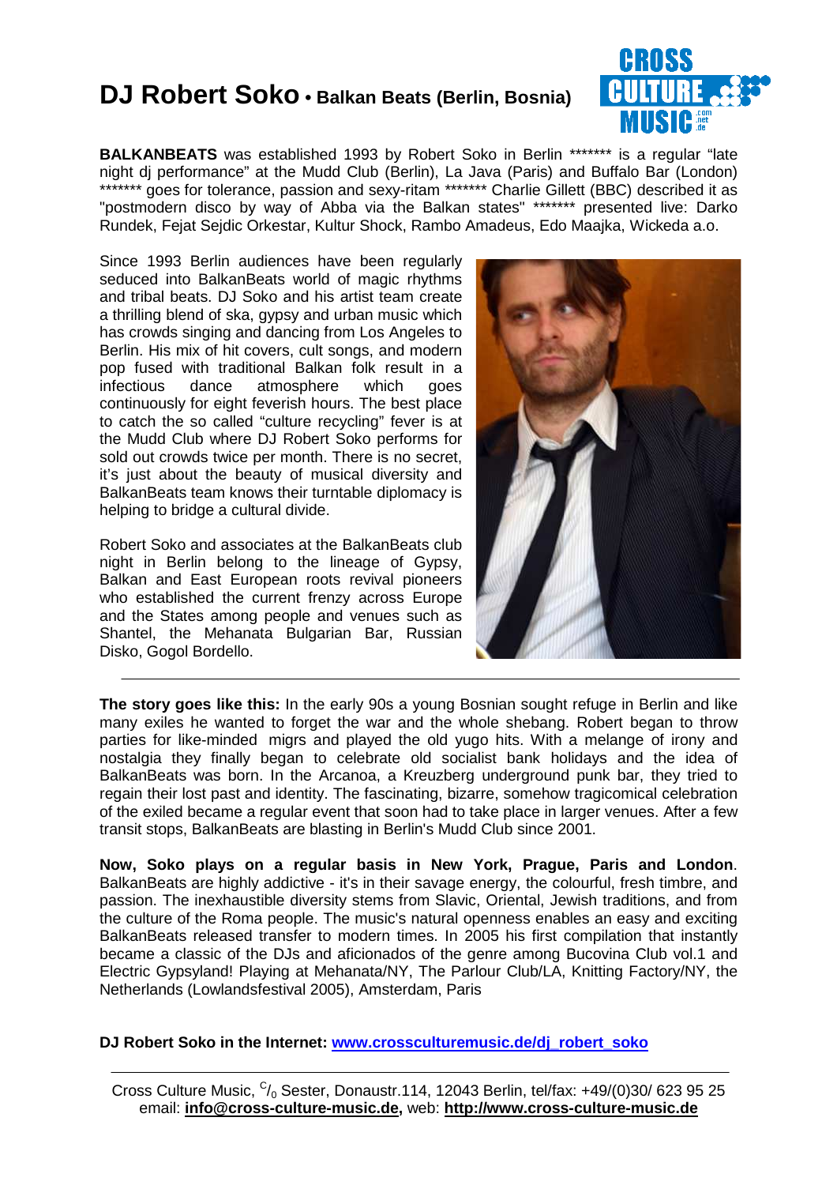# DJ Robert Soko • Balkan Beats (Berlin, Bosnia)

**BALKANBEATS** was established 1993 by Robert Soko in Berlin ******* is a regular "late night dj performance" at the Mudd Club (Berlin), La Java (Paris) and Buffalo Bar (London) ******* goes for tolerance, passion and sexy-ritam ******* Charlie Gillett (BBC) described it as "postmodern disco by way of Abba via the Balkan states" ******* presented live: Darko Rundek, Fejat Sejdic Orkestar, Kultur Shock, Rambo Amadeus, Edo Maajka, Wickeda a.o.

Since 1993 Berlin audiences have been regularly seduced into BalkanBeats world of magic rhythms and tribal beats. DJ Soko and his artist team create a thrilling blend of ska, gypsy and urban music which has crowds singing and dancing from Los Angeles to Berlin. His mix of hit covers, cult songs, and modern pop fused with traditional Balkan folk result in a infectious dance atmosphere which goes continuously for eight feverish hours. The best place to catch the so called "culture recycling" fever is at the Mudd Club where DJ Robert Soko performs for sold out crowds twice per month. There is no secret, it's just about the beauty of musical diversity and BalkanBeats team knows their turntable diplomacy is helping to bridge a cultural divide.

Robert Soko and associates at the BalkanBeats club night in Berlin belong to the lineage of Gypsy, Balkan and East European roots revival pioneers who established the current frenzy across Europe and the States among people and venues such as Shantel, the Mehanata Bulgarian Bar, Russian Disko, Gogol Bordello.

---

**The story goes like this:** In the early 90s a young Bosnian sought refuge in Berlin and like many exiles he wanted to forget the war and the whole shebang. Robert began to throw parties for like-minded migrs and played the old yugo hits. With a melange of irony and nostalgia they finally began to celebrate old socialist bank holidays and the idea of BalkanBeats was born. In the Arcanoa, a Kreuzberg underground punk bar, they tried to regain their lost past and identity. The fascinating, bizarre, somehow tragicomical celebration of the exiled became a regular event that soon had to take place in larger venues. After a few transit stops, BalkanBeats are blasting in Berlin's Mudd Club since 2001.

**Now, Soko plays on a regular basis in New York, Prague, Paris and London**. BalkanBeats are highly addictive - it's in their savage energy, the colourful, fresh timbre, and passion. The inexhaustible diversity stems from Slavic, Oriental, Jewish traditions, and from the culture of the Roma people. The music's natural openness enables an easy and exciting BalkanBeats released transfer to modern times. In 2005 his first compilation that instantly became a classic of the DJs and aficionados of the genre among Bucovina Club vol.1 and Electric Gypsyland! Playing at Mehanata/NY, The Parlour Club/LA, Knitting Factory/NY, the Netherlands (Lowlandsfestival 2005), Amsterdam, Paris

**DJ Robert Soko in the Internet: [www.crossculturemusic.de/dj_robert_soko](www.crossculturemusic.de/dj_robert_soko)**

---

Cross Culture Music, c/o Sester, Donaustr.114, 12043 Berlin, tel/fax: +49/(0)30/ 623 95 25
email: **info@cross-culture-music.de,** web: **http://www.cross-culture-music.de**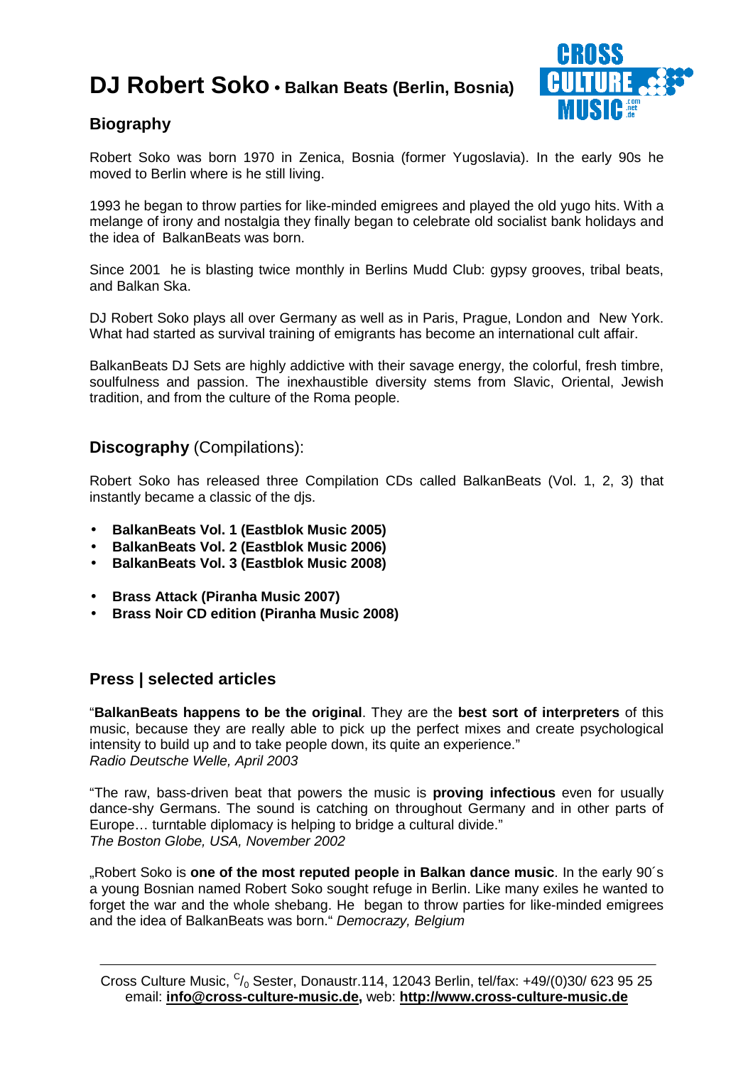# DJ Robert Soko • Balkan Beats (Berlin, Bosnia)

## Biography

Robert Soko was born 1970 in Zenica, Bosnia (former Yugoslavia). In the early 90s he moved to Berlin where is he still living.

1993 he began to throw parties for like-minded emigrees and played the old yugo hits. With a melange of irony and nostalgia they finally began to celebrate old socialist bank holidays and the idea of BalkanBeats was born.

Since 2001 he is blasting twice monthly in Berlins Mudd Club: gypsy grooves, tribal beats, and Balkan Ska.

DJ Robert Soko plays all over Germany as well as in Paris, Prague, London and New York. What had started as survival training of emigrants has become an international cult affair.

BalkanBeats DJ Sets are highly addictive with their savage energy, the colorful, fresh timbre, soulfulness and passion. The inexhaustible diversity stems from Slavic, Oriental, Jewish tradition, and from the culture of the Roma people.

## Discography (Compilations):

Robert Soko has released three Compilation CDs called BalkanBeats (Vol. 1, 2, 3) that instantly became a classic of the djs.

- **BalkanBeats Vol. 1 (Eastblok Music 2005)**
- **BalkanBeats Vol. 2 (Eastblok Music 2006)**
- **BalkanBeats Vol. 3 (Eastblok Music 2008)**

- **Brass Attack (Piranha Music 2007)**
- **Brass Noir CD edition (Piranha Music 2008)**

## Press | selected articles

"**BalkanBeats happens to be the original**. They are the **best sort of interpreters** of this music, because they are really able to pick up the perfect mixes and create psychological intensity to build up and to take people down, its quite an experience."
*Radio Deutsche Welle, April 2003*

"The raw, bass-driven beat that powers the music is **proving infectious** even for usually dance-shy Germans. The sound is catching on throughout Germany and in other parts of Europe… turntable diplomacy is helping to bridge a cultural divide."
*The Boston Globe, USA, November 2002*

„Robert Soko is **one of the most reputed people in Balkan dance music**. In the early 90´s a young Bosnian named Robert Soko sought refuge in Berlin. Like many exiles he wanted to forget the war and the whole shebang. He began to throw parties for like-minded emigrees and the idea of BalkanBeats was born." *Democrazy, Belgium*

Cross Culture Music, c/o Sester, Donaustr.114, 12043 Berlin, tel/fax: +49/(0)30/ 623 95 25
email: **info@cross-culture-music.de,** web: **http://www.cross-culture-music.de**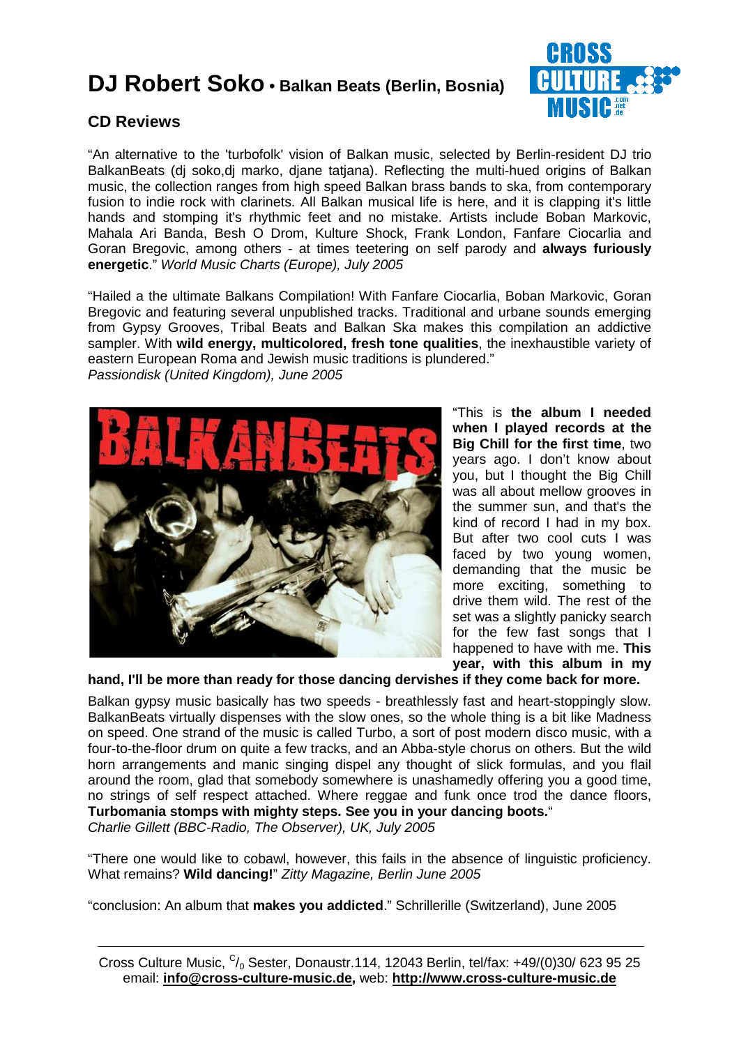# DJ Robert Soko • Balkan Beats (Berlin, Bosnia)

## CD Reviews

"An alternative to the 'turbofolk' vision of Balkan music, selected by Berlin-resident DJ trio BalkanBeats (dj soko,dj marko, djane tatjana). Reflecting the multi-hued origins of Balkan music, the collection ranges from high speed Balkan brass bands to ska, from contemporary fusion to indie rock with clarinets. All Balkan musical life is here, and it is clapping it's little hands and stomping it's rhythmic feet and no mistake. Artists include Boban Markovic, Mahala Ari Banda, Besh O Drom, Kulture Shock, Frank London, Fanfare Ciocarlia and Goran Bregovic, among others - at times teetering on self parody and **always furiously energetic**." *World Music Charts (Europe), July 2005*

"Hailed a the ultimate Balkans Compilation! With Fanfare Ciocarlia, Boban Markovic, Goran Bregovic and featuring several unpublished tracks. Traditional and urbane sounds emerging from Gypsy Grooves, Tribal Beats and Balkan Ska makes this compilation an addictive sampler. With **wild energy, multicolored, fresh tone qualities**, the inexhaustible variety of eastern European Roma and Jewish music traditions is plundered."
*Passiondisk (United Kingdom), June 2005*

"This is **the album I needed when I played records at the Big Chill for the first time**, two years ago. I don't know about you, but I thought the Big Chill was all about mellow grooves in the summer sun, and that's the kind of record I had in my box. But after two cool cuts I was faced by two young women, demanding that the music be more exciting, something to drive them wild. The rest of the set was a slightly panicky search for the few fast songs that I happened to have with me. **This year, with this album in my hand, I'll be more than ready for those dancing dervishes if they come back for more.**

Balkan gypsy music basically has two speeds - breathlessly fast and heart-stoppingly slow. BalkanBeats virtually dispenses with the slow ones, so the whole thing is a bit like Madness on speed. One strand of the music is called Turbo, a sort of post modern disco music, with a four-to-the-floor drum on quite a few tracks, and an Abba-style chorus on others. But the wild horn arrangements and manic singing dispel any thought of slick formulas, and you flail around the room, glad that somebody somewhere is unashamedly offering you a good time, no strings of self respect attached. Where reggae and funk once trod the dance floors, **Turbomania stomps with mighty steps. See you in your dancing boots.**"
*Charlie Gillett (BBC-Radio, The Observer), UK, July 2005*

"There one would like to cobawl, however, this fails in the absence of linguistic proficiency. What remains? **Wild dancing!**" *Zitty Magazine, Berlin June 2005*

"conclusion: An album that **makes you addicted**." Schrillerille (Switzerland), June 2005

Cross Culture Music, C/o Sester, Donaustr.114, 12043 Berlin, tel/fax: +49/(0)30/ 623 95 25
email: **info@cross-culture-music.de,** web: **http://www.cross-culture-music.de**